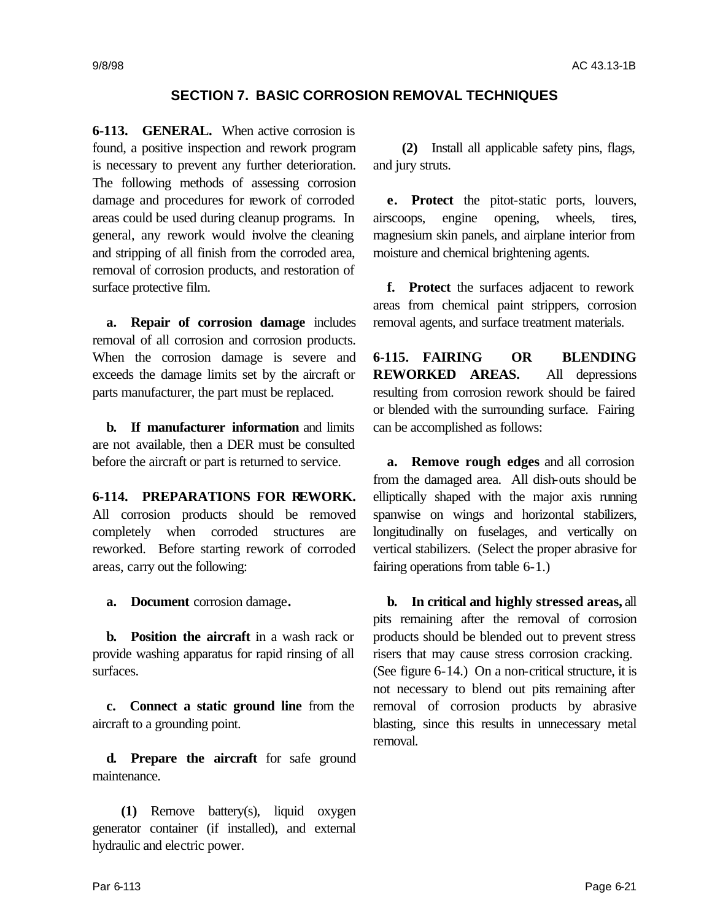## SECTION 7. BASIC CORROSION REMOVAL TECHNIQUES

**6-113. GENERAL.** When active corrosion is found, a positive inspection and rework program is necessary to prevent any further deterioration. The following methods of assessing corrosion damage and procedures for rework of corroded areas could be used during cleanup programs. In general, any rework would involve the cleaning and stripping of all finish from the corroded area, removal of corrosion products, and restoration of surface protective film.

**a. Repair of corrosion damage** includes removal of all corrosion and corrosion products. When the corrosion damage is severe and exceeds the damage limits set by the aircraft or parts manufacturer, the part must be replaced.

**b. If manufacturer information** and limits are not available, then a DER must be consulted before the aircraft or part is returned to service.

**6-114. PREPARATIONS FOR REWORK.** All corrosion products should be removed completely when corroded structures are reworked. Before starting rework of corroded areas, carry out the following:

**a. Document** corrosion damage.

**b. Position the aircraft** in a wash rack or provide washing apparatus for rapid rinsing of all surfaces.

**c. Connect a static ground line** from the aircraft to a grounding point.

**d. Prepare the aircraft** for safe ground maintenance.

**(1)** Remove battery(s), liquid oxygen generator container (if installed), and external hydraulic and electric power.

**(2)** Install all applicable safety pins, flags, and jury struts.

**e. Protect** the pitot-static ports, louvers, airscoops, engine opening, wheels, tires, magnesium skin panels, and airplane interior from moisture and chemical brightening agents.

**f. Protect** the surfaces adjacent to rework areas from chemical paint strippers, corrosion removal agents, and surface treatment materials.

**6-115. FAIRING OR BLENDING REWORKED AREAS.** All depressions resulting from corrosion rework should be faired or blended with the surrounding surface. Fairing can be accomplished as follows:

**a. Remove rough edges** and all corrosion from the damaged area. All dish-outs should be elliptically shaped with the major axis running spanwise on wings and horizontal stabilizers, longitudinally on fuselages, and vertically on vertical stabilizers. (Select the proper abrasive for fairing operations from table 6-1.)

**b. In critical and highly stressed areas,** all pits remaining after the removal of corrosion products should be blended out to prevent stress risers that may cause stress corrosion cracking. (See figure 6-14.) On a non-critical structure, it is not necessary to blend out pits remaining after removal of corrosion products by abrasive blasting, since this results in unnecessary metal removal.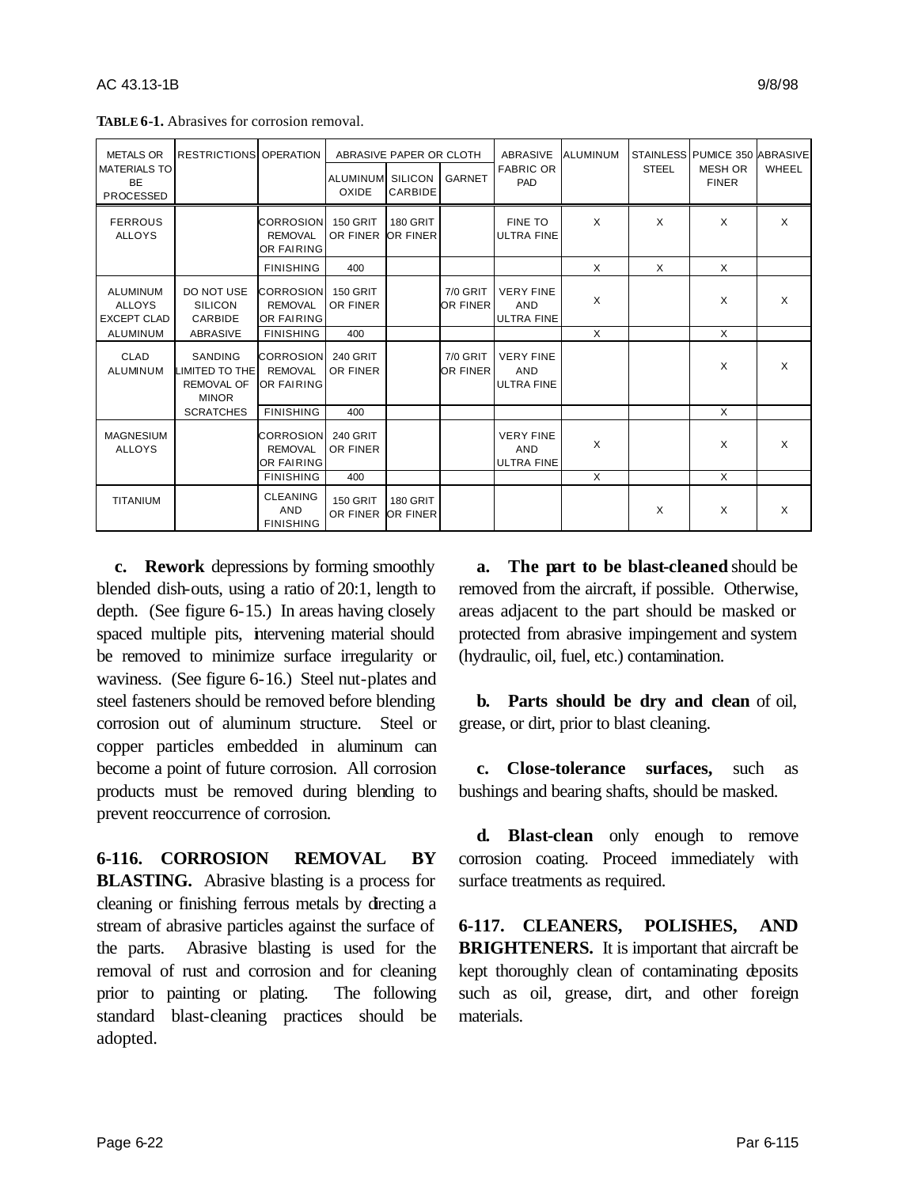**TABLE 6-1.** Abrasives for corrosion removal.

| METALS OR MATERIALS TO BE PROCESSED | RESTRICTIONS | OPERATION | ABRASIVE PAPER OR CLOTH | | | ABRASIVE FABRIC OR PAD | ALUMINUM | STAINLESS STEEL | PUMICE 350 MESH OR FINER | ABRASIVE WHEEL |
|---|---|---|---|---|---|---|---|---|---|---|
| | | | ALUMINUM OXIDE | SILICON CARBIDE | GARNET | | | | | |
| FERROUS ALLOYS | | CORROSION REMOVAL OR FAIRING | 150 GRIT OR FINER | 180 GRIT OR FINER | | FINE TO ULTRA FINE | X | X | X | X |
| | | FINISHING | 400 | | | | X | X | X | |
| ALUMINUM ALLOYS EXCEPT CLAD ALUMINUM | DO NOT USE SILICON CARBIDE ABRASIVE | CORROSION REMOVAL OR FAIRING | 150 GRIT OR FINER | | 7/0 GRIT OR FINER | VERY FINE AND ULTRA FINE | X | | X | X |
| | | FINISHING | 400 | | | | X | | X | |
| CLAD ALUMINUM | SANDING LIMITED TO THE REMOVAL OF MINOR SCRATCHES | CORROSION REMOVAL OR FAIRING | 240 GRIT OR FINER | | 7/0 GRIT OR FINER | VERY FINE AND ULTRA FINE | | | X | X |
| | | FINISHING | 400 | | | | | | X | |
| MAGNESIUM ALLOYS | | CORROSION REMOVAL OR FAIRING | 240 GRIT OR FINER | | | VERY FINE AND ULTRA FINE | X | | X | X |
| | | FINISHING | 400 | | | | X | | X | |
| TITANIUM | | CLEANING AND FINISHING | 150 GRIT OR FINER | 180 GRIT OR FINER | | | | X | X | X |

**c. Rework** depressions by forming smoothly blended dish-outs, using a ratio of 20:1, length to depth. (See figure 6-15.) In areas having closely spaced multiple pits, intervening material should be removed to minimize surface irregularity or waviness. (See figure 6-16.) Steel nut-plates and steel fasteners should be removed before blending corrosion out of aluminum structure. Steel or copper particles embedded in aluminum can become a point of future corrosion. All corrosion products must be removed during blending to prevent reoccurrence of corrosion.

**6-116. CORROSION REMOVAL BY BLASTING.** Abrasive blasting is a process for cleaning or finishing ferrous metals by directing a stream of abrasive particles against the surface of the parts. Abrasive blasting is used for the removal of rust and corrosion and for cleaning prior to painting or plating. The following standard blast-cleaning practices should be adopted.

**a. The part to be blast-cleaned** should be removed from the aircraft, if possible. Otherwise, areas adjacent to the part should be masked or protected from abrasive impingement and system (hydraulic, oil, fuel, etc.) contamination.

**b. Parts should be dry and clean** of oil, grease, or dirt, prior to blast cleaning.

**c. Close-tolerance surfaces,** such as bushings and bearing shafts, should be masked.

**d. Blast-clean** only enough to remove corrosion coating. Proceed immediately with surface treatments as required.

**6-117. CLEANERS, POLISHES, AND BRIGHTENERS.** It is important that aircraft be kept thoroughly clean of contaminating deposits such as oil, grease, dirt, and other foreign materials.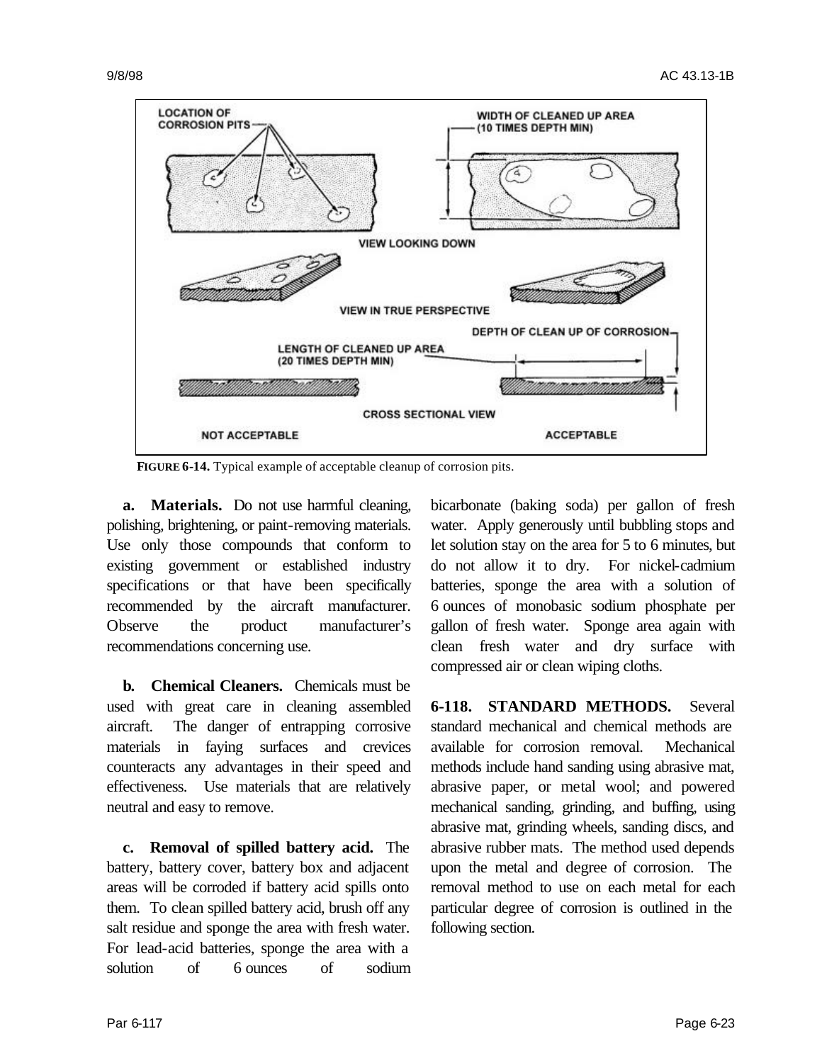**FIGURE 6-14.** Typical example of acceptable cleanup of corrosion pits.

**a. Materials.** Do not use harmful cleaning, polishing, brightening, or paint-removing materials. Use only those compounds that conform to existing government or established industry specifications or that have been specifically recommended by the aircraft manufacturer. Observe the product manufacturer's recommendations concerning use.

**b. Chemical Cleaners.** Chemicals must be used with great care in cleaning assembled aircraft. The danger of entrapping corrosive materials in faying surfaces and crevices counteracts any advantages in their speed and effectiveness. Use materials that are relatively neutral and easy to remove.

**c. Removal of spilled battery acid.** The battery, battery cover, battery box and adjacent areas will be corroded if battery acid spills onto them. To clean spilled battery acid, brush off any salt residue and sponge the area with fresh water. For lead-acid batteries, sponge the area with a solution of 6 ounces of sodium bicarbonate (baking soda) per gallon of fresh water. Apply generously until bubbling stops and let solution stay on the area for 5 to 6 minutes, but do not allow it to dry. For nickel-cadmium batteries, sponge the area with a solution of 6 ounces of monobasic sodium phosphate per gallon of fresh water. Sponge area again with clean fresh water and dry surface with compressed air or clean wiping cloths.

**6-118. STANDARD METHODS.** Several standard mechanical and chemical methods are available for corrosion removal. Mechanical methods include hand sanding using abrasive mat, abrasive paper, or metal wool; and powered mechanical sanding, grinding, and buffing, using abrasive mat, grinding wheels, sanding discs, and abrasive rubber mats. The method used depends upon the metal and degree of corrosion. The removal method to use on each metal for each particular degree of corrosion is outlined in the following section.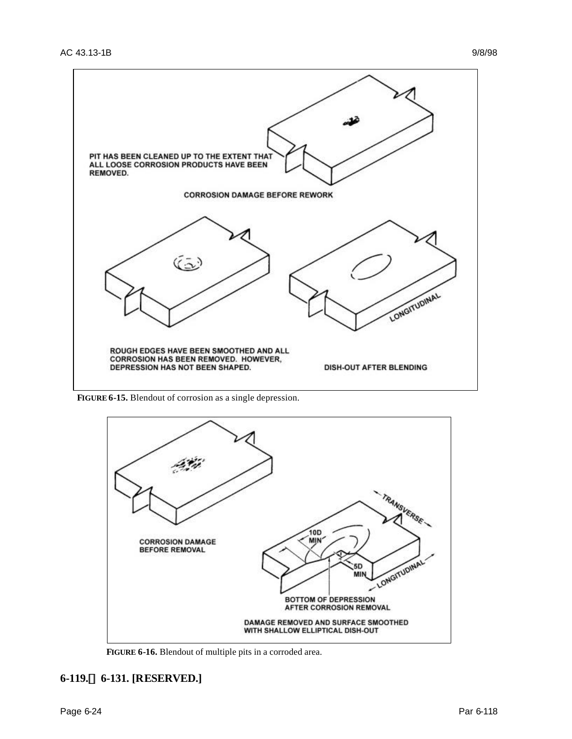PIT HAS BEEN CLEANED UP TO THE EXTENT THAT ALL LOOSE CORROSION PRODUCTS HAVE BEEN REMOVED.

CORROSION DAMAGE BEFORE REWORK

ROUGH EDGES HAVE BEEN SMOOTHED AND ALL CORROSION HAS BEEN REMOVED. HOWEVER, DEPRESSION HAS NOT BEEN SHAPED.

LONGITUDINAL

DISH-OUT AFTER BLENDING

**FIGURE 6-15.** Blendout of corrosion as a single depression.

CORROSION DAMAGE BEFORE REMOVAL

TRANSVERSE

10D MIN

D

5D MIN

LONGITUDINAL

BOTTOM OF DEPRESSION AFTER CORROSION REMOVAL

DAMAGE REMOVED AND SURFACE SMOOTHED WITH SHALLOW ELLIPTICAL DISH-OUT

**FIGURE 6-16.** Blendout of multiple pits in a corroded area.

## 6-119.−6-131. [RESERVED.]